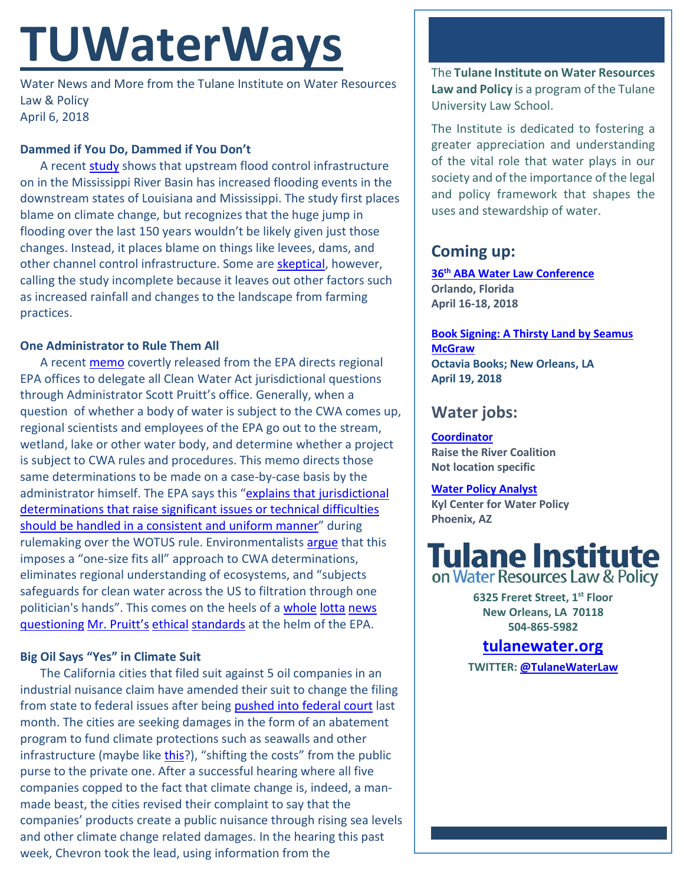# TUWaterWays

Water News and More from the Tulane Institute on Water Resources Law & Policy
April 6, 2018

**Dammed if You Do, Dammed if You Don't**

A recent study shows that upstream flood control infrastructure on in the Mississippi River Basin has increased flooding events in the downstream states of Louisiana and Mississippi. The study first places blame on climate change, but recognizes that the huge jump in flooding over the last 150 years wouldn't be likely given just those changes. Instead, it places blame on things like levees, dams, and other channel control infrastructure. Some are skeptical, however, calling the study incomplete because it leaves out other factors such as increased rainfall and changes to the landscape from farming practices.

**One Administrator to Rule Them All**

A recent memo covertly released from the EPA directs regional EPA offices to delegate all Clean Water Act jurisdictional questions through Administrator Scott Pruitt's office. Generally, when a question of whether a body of water is subject to the CWA comes up, regional scientists and employees of the EPA go out to the stream, wetland, lake or other water body, and determine whether a project is subject to CWA rules and procedures. This memo directs those same determinations to be made on a case-by-case basis by the administrator himself. The EPA says this "explains that jurisdictional determinations that raise significant issues or technical difficulties should be handled in a consistent and uniform manner" during rulemaking over the WOTUS rule. Environmentalists argue that this imposes a "one-size fits all" approach to CWA determinations, eliminates regional understanding of ecosystems, and "subjects safeguards for clean water across the US to filtration through one politician's hands". This comes on the heels of a whole lotta news questioning Mr. Pruitt's ethical standards at the helm of the EPA.

**Big Oil Says "Yes" in Climate Suit**

The California cities that filed suit against 5 oil companies in an industrial nuisance claim have amended their suit to change the filing from state to federal issues after being pushed into federal court last month. The cities are seeking damages in the form of an abatement program to fund climate protections such as seawalls and other infrastructure (maybe like this?), "shifting the costs" from the public purse to the private one. After a successful hearing where all five companies copped to the fact that climate change is, indeed, a man-made beast, the cities revised their complaint to say that the companies' products create a public nuisance through rising sea levels and other climate change related damages. In the hearing this past week, Chevron took the lead, using information from the

The **Tulane Institute on Water Resources Law and Policy** is a program of the Tulane University Law School.

The Institute is dedicated to fostering a greater appreciation and understanding of the vital role that water plays in our society and of the importance of the legal and policy framework that shapes the uses and stewardship of water.

## Coming up:

**36th ABA Water Law Conference**
**Orlando, Florida**
**April 16-18, 2018**

**Book Signing: A Thirsty Land by Seamus McGraw**
**Octavia Books; New Orleans, LA**
**April 19, 2018**

## Water jobs:

**Coordinator**
**Raise the River Coalition**
**Not location specific**

**Water Policy Analyst**
**Kyl Center for Water Policy**
**Phoenix, AZ**

**Tulane Institute on Water Resources Law & Policy**

**6325 Freret Street, 1st Floor**
**New Orleans, LA 70118**
**504-865-5982**

**tulanewater.org**

**TWITTER: @TulaneWaterLaw**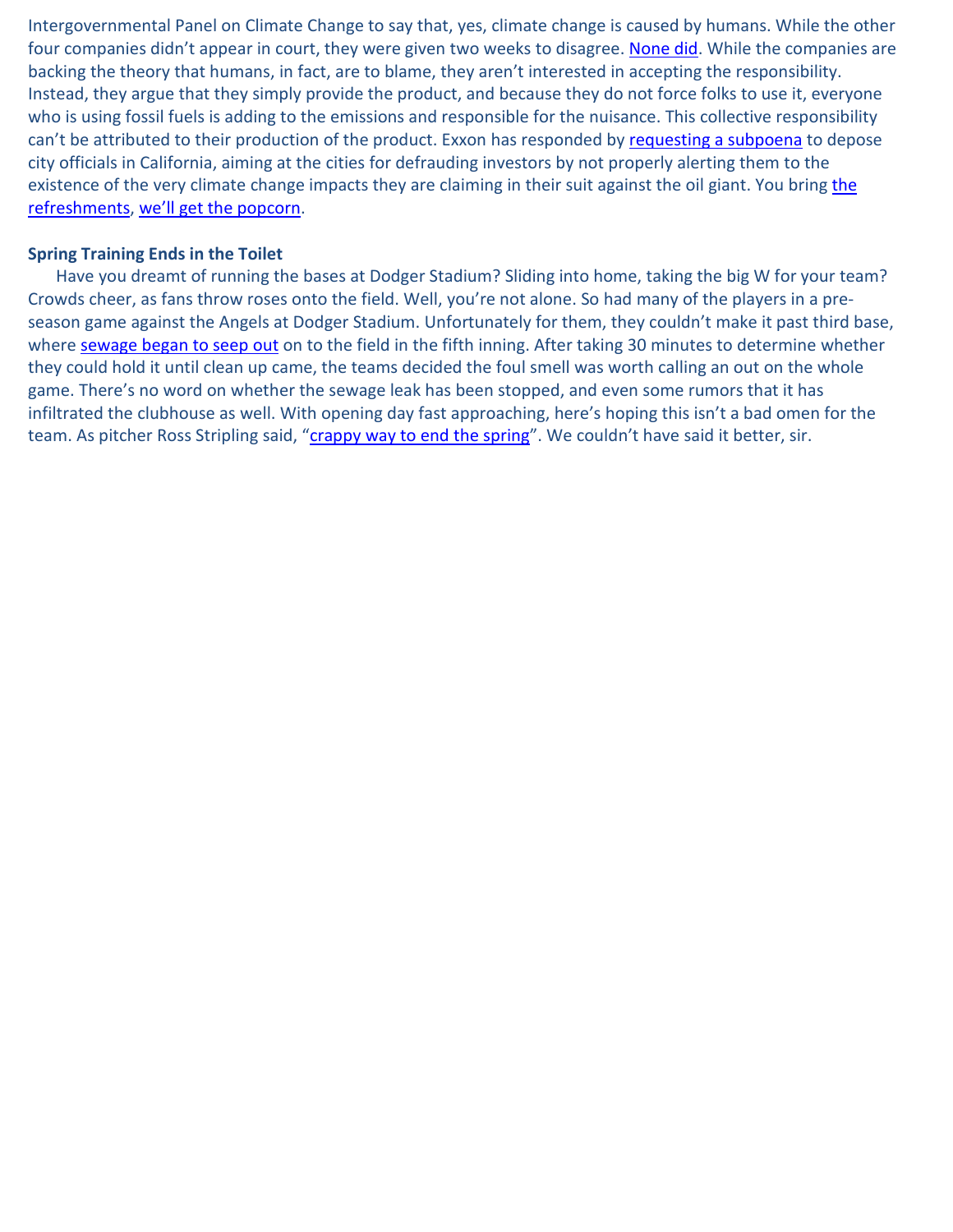Intergovernmental Panel on Climate Change to say that, yes, climate change is caused by humans. While the other four companies didn't appear in court, they were given two weeks to disagree. None did. While the companies are backing the theory that humans, in fact, are to blame, they aren't interested in accepting the responsibility. Instead, they argue that they simply provide the product, and because they do not force folks to use it, everyone who is using fossil fuels is adding to the emissions and responsible for the nuisance. This collective responsibility can't be attributed to their production of the product. Exxon has responded by requesting a subpoena to depose city officials in California, aiming at the cities for defrauding investors by not properly alerting them to the existence of the very climate change impacts they are claiming in their suit against the oil giant. You bring the refreshments, we'll get the popcorn.

**Spring Training Ends in the Toilet**

Have you dreamt of running the bases at Dodger Stadium? Sliding into home, taking the big W for your team? Crowds cheer, as fans throw roses onto the field. Well, you're not alone. So had many of the players in a pre-season game against the Angels at Dodger Stadium. Unfortunately for them, they couldn't make it past third base, where sewage began to seep out on to the field in the fifth inning. After taking 30 minutes to determine whether they could hold it until clean up came, the teams decided the foul smell was worth calling an out on the whole game. There's no word on whether the sewage leak has been stopped, and even some rumors that it has infiltrated the clubhouse as well. With opening day fast approaching, here's hoping this isn't a bad omen for the team. As pitcher Ross Stripling said, "crappy way to end the spring". We couldn't have said it better, sir.